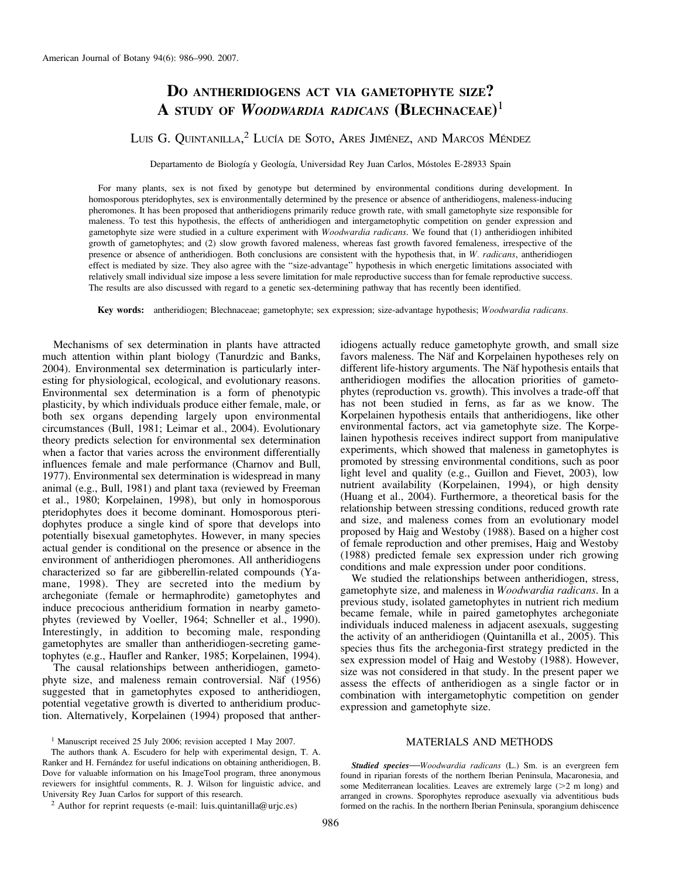# Do antheridiogens act via gametophyte size? A study of *Woodwardia radicans* (Blechnaceae)[1]

Luis G. Quintanilla,[2] Lucía de Soto, Ares Jiménez, and Marcos Méndez

Departamento de Biología y Geología, Universidad Rey Juan Carlos, Móstoles E-28933 Spain

For many plants, sex is not fixed by genotype but determined by environmental conditions during development. In homosporous pteridophytes, sex is environmentally determined by the presence or absence of antheridiogens, maleness-inducing pheromones. It has been proposed that antheridiogens primarily reduce growth rate, with small gametophyte size responsible for maleness. To test this hypothesis, the effects of antheridiogen and intergametophytic competition on gender expression and gametophyte size were studied in a culture experiment with *Woodwardia radicans*. We found that (1) antheridiogen inhibited growth of gametophytes; and (2) slow growth favored maleness, whereas fast growth favored femaleness, irrespective of the presence or absence of antheridiogen. Both conclusions are consistent with the hypothesis that, in *W. radicans*, antheridiogen effect is mediated by size. They also agree with the "size-advantage" hypothesis in which energetic limitations associated with relatively small individual size impose a less severe limitation for male reproductive success than for female reproductive success. The results are also discussed with regard to a genetic sex-determining pathway that has recently been identified.

**Key words:** antheridiogen; Blechnaceae; gametophyte; sex expression; size-advantage hypothesis; *Woodwardia radicans*.

Mechanisms of sex determination in plants have attracted much attention within plant biology (Tanurdzic and Banks, 2004). Environmental sex determination is particularly interesting for physiological, ecological, and evolutionary reasons. Environmental sex determination is a form of phenotypic plasticity, by which individuals produce either female, male, or both sex organs depending largely upon environmental circumstances (Bull, 1981; Leimar et al., 2004). Evolutionary theory predicts selection for environmental sex determination when a factor that varies across the environment differentially influences female and male performance (Charnov and Bull, 1977). Environmental sex determination is widespread in many animal (e.g., Bull, 1981) and plant taxa (reviewed by Freeman et al., 1980; Korpelainen, 1998), but only in homosporous pteridophytes does it become dominant. Homosporous pteridophytes produce a single kind of spore that develops into potentially bisexual gametophytes. However, in many species actual gender is conditional on the presence or absence in the environment of antheridiogen pheromones. All antheridiogens characterized so far are gibberellin-related compounds (Yamane, 1998). They are secreted into the medium by archegoniate (female or hermaphrodite) gametophytes and induce precocious antheridium formation in nearby gametophytes (reviewed by Voeller, 1964; Schneller et al., 1990). Interestingly, in addition to becoming male, responding gametophytes are smaller than antheridiogen-secreting gametophytes (e.g., Haufler and Ranker, 1985; Korpelainen, 1994).

The causal relationships between antheridiogen, gametophyte size, and maleness remain controversial. Näf (1956) suggested that in gametophytes exposed to antheridiogen, potential vegetative growth is diverted to antheridium production. Alternatively, Korpelainen (1994) proposed that antheridiogens actually reduce gametophyte growth, and small size favors maleness. The Näf and Korpelainen hypotheses rely on different life-history arguments. The Näf hypothesis entails that antheridiogen modifies the allocation priorities of gametophytes (reproduction vs. growth). This involves a trade-off that has not been studied in ferns, as far as we know. The Korpelainen hypothesis entails that antheridiogens, like other environmental factors, act via gametophyte size. The Korpelainen hypothesis receives indirect support from manipulative experiments, which showed that maleness in gametophytes is promoted by stressing environmental conditions, such as poor light level and quality (e.g., Guillon and Fievet, 2003), low nutrient availability (Korpelainen, 1994), or high density (Huang et al., 2004). Furthermore, a theoretical basis for the relationship between stressing conditions, reduced growth rate and size, and maleness comes from an evolutionary model proposed by Haig and Westoby (1988). Based on a higher cost of female reproduction and other premises, Haig and Westoby (1988) predicted female sex expression under rich growing conditions and male expression under poor conditions.

We studied the relationships between antheridiogen, stress, gametophyte size, and maleness in *Woodwardia radicans*. In a previous study, isolated gametophytes in nutrient rich medium became female, while in paired gametophytes archegoniate individuals induced maleness in adjacent asexuals, suggesting the activity of an antheridiogen (Quintanilla et al., 2005). This species thus fits the archegonia-first strategy predicted in the sex expression model of Haig and Westoby (1988). However, size was not considered in that study. In the present paper we assess the effects of antheridiogen as a single factor or in combination with intergametophytic competition on gender expression and gametophyte size.

## MATERIALS AND METHODS

***Studied species***—*Woodwardia radicans* (L.) Sm. is an evergreen fern found in riparian forests of the northern Iberian Peninsula, Macaronesia, and some Mediterranean localities. Leaves are extremely large (>2 m long) and arranged in crowns. Sporophytes reproduce asexually via adventitious buds formed on the rachis. In the northern Iberian Peninsula, sporangium dehiscence

[1] Manuscript received 25 July 2006; revision accepted 1 May 2007.

The authors thank A. Escudero for help with experimental design, T. A. Ranker and H. Fernández for useful indications on obtaining antheridiogen, B. Dove for valuable information on his ImageTool program, three anonymous reviewers for insightful comments, R. J. Wilson for linguistic advice, and University Rey Juan Carlos for support of this research.

[2] Author for reprint requests (e-mail: luis.quintanilla@urjc.es)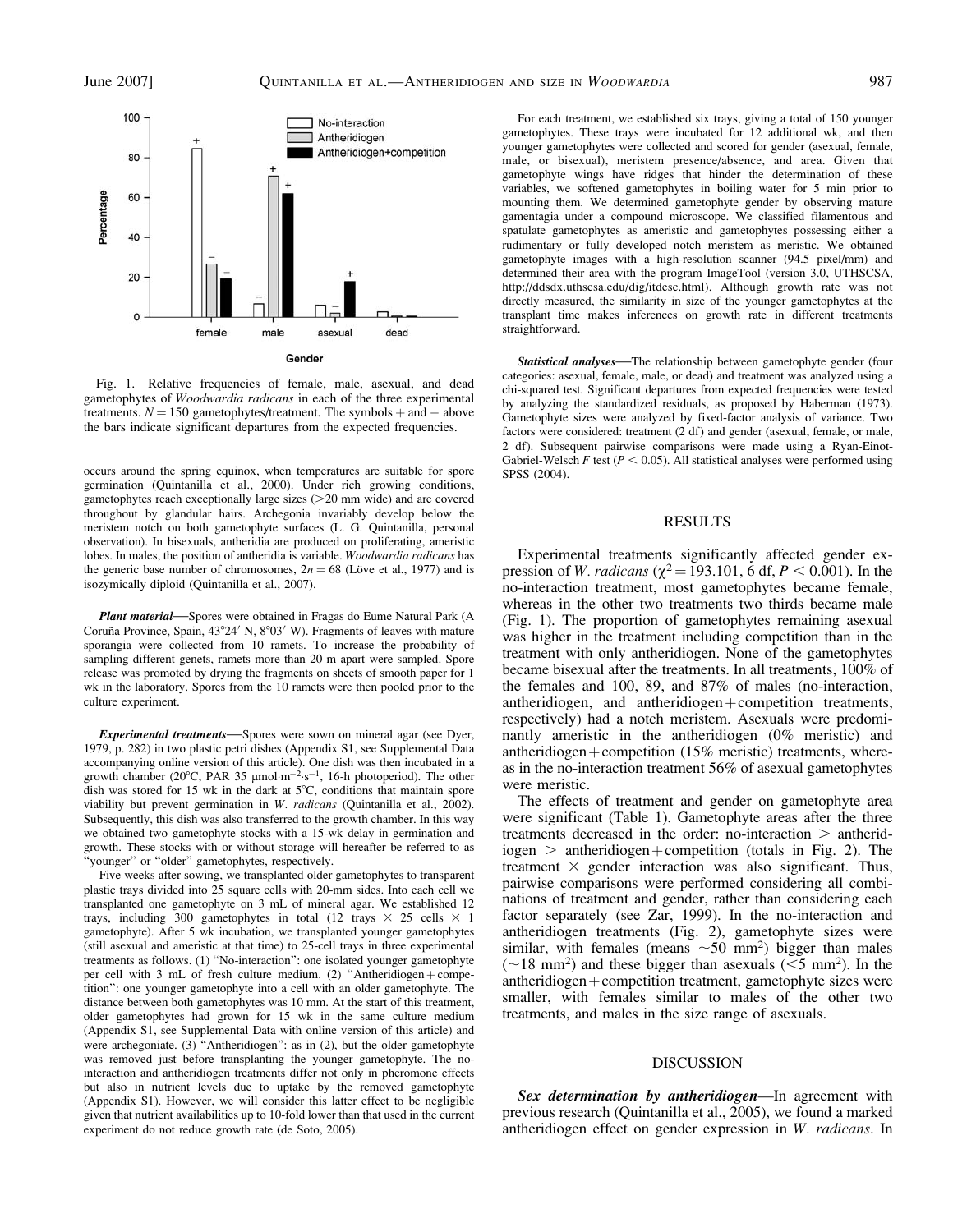Fig. 1. Relative frequencies of female, male, asexual, and dead gametophytes of *Woodwardia radicans* in each of the three experimental treatments. $N = 150$ gametophytes/treatment. The symbols + and − above the bars indicate significant departures from the expected frequencies.

occurs around the spring equinox, when temperatures are suitable for spore germination (Quintanilla et al., 2000). Under rich growing conditions, gametophytes reach exceptionally large sizes (>20 mm wide) and are covered throughout by glandular hairs. Archegonia invariably develop below the meristem notch on both gametophyte surfaces (L. G. Quintanilla, personal observation). In bisexuals, antheridia are produced on proliferating, ameristic lobes. In males, the position of antheridia is variable. *Woodwardia radicans* has the generic base number of chromosomes, $2n = 68$ (Löve et al., 1977) and is isozymically diploid (Quintanilla et al., 2007).

***Plant material***—Spores were obtained in Fragas do Eume Natural Park (A Coruña Province, Spain, 43°24′ N, 8°03′ W). Fragments of leaves with mature sporangia were collected from 10 ramets. To increase the probability of sampling different genets, ramets more than 20 m apart were sampled. Spore release was promoted by drying the fragments on sheets of smooth paper for 1 wk in the laboratory. Spores from the 10 ramets were then pooled prior to the culture experiment.

***Experimental treatments***—Spores were sown on mineral agar (see Dyer, 1979, p. 282) in two plastic petri dishes (Appendix S1, see Supplemental Data accompanying online version of this article). One dish was then incubated in a growth chamber (20°C, PAR 35 μmol·m$^{-2}$·s$^{-1}$, 16-h photoperiod). The other dish was stored for 15 wk in the dark at 5°C, conditions that maintain spore viability but prevent germination in *W. radicans* (Quintanilla et al., 2002). Subsequently, this dish was also transferred to the growth chamber. In this way we obtained two gametophyte stocks with a 15-wk delay in germination and growth. These stocks with or without storage will hereafter be referred to as "younger" or "older" gametophytes, respectively.

Five weeks after sowing, we transplanted older gametophytes to transparent plastic trays divided into 25 square cells with 20-mm sides. Into each cell we transplanted one gametophyte on 3 mL of mineral agar. We established 12 trays, including 300 gametophytes in total (12 trays × 25 cells × 1 gametophyte). After 5 wk incubation, we transplanted younger gametophytes (still asexual and ameristic at that time) to 25-cell trays in three experimental treatments as follows. (1) "No-interaction": one isolated younger gametophyte per cell with 3 mL of fresh culture medium. (2) "Antheridiogen + competition": one younger gametophyte into a cell with an older gametophyte. The distance between both gametophytes was 10 mm. At the start of this treatment, older gametophytes had grown for 15 wk in the same culture medium (Appendix S1, see Supplemental Data with online version of this article) and were archegoniate. (3) "Antheridiogen": as in (2), but the older gametophyte was removed just before transplanting the younger gametophyte. The no-interaction and antheridiogen treatments differ not only in pheromone effects but also in nutrient levels due to uptake by the removed gametophyte (Appendix S1). However, we will consider this latter effect to be negligible given that nutrient availabilities up to 10-fold lower than that used in the current experiment do not reduce growth rate (de Soto, 2005).

For each treatment, we established six trays, giving a total of 150 younger gametophytes. These trays were incubated for 12 additional wk, and then younger gametophytes were collected and scored for gender (asexual, female, male, or bisexual), meristem presence/absence, and area. Given that gametophyte wings have ridges that hinder the determination of these variables, we softened gametophytes in boiling water for 5 min prior to mounting them. We determined gametophyte gender by observing mature gamentagia under a compound microscope. We classified filamentous and spatulate gametophytes as ameristic and gametophytes possessing either a rudimentary or fully developed notch meristem as meristic. We obtained gametophyte images with a high-resolution scanner (94.5 pixel/mm) and determined their area with the program ImageTool (version 3.0, UTHSCSA, http://ddsdx.uthscsa.edu/dig/itdesc.html). Although growth rate was not directly measured, the similarity in size of the younger gametophytes at the transplant time makes inferences on growth rate in different treatments straightforward.

***Statistical analyses***—The relationship between gametophyte gender (four categories: asexual, female, male, or dead) and treatment was analyzed using a chi-squared test. Significant departures from expected frequencies were tested by analyzing the standardized residuals, as proposed by Haberman (1973). Gametophyte sizes were analyzed by fixed-factor analysis of variance. Two factors were considered: treatment (2 df) and gender (asexual, female, or male, 2 df). Subsequent pairwise comparisons were made using a Ryan-Einot-Gabriel-Welsch $F$ test ($P < 0.05$). All statistical analyses were performed using SPSS (2004).

## RESULTS

Experimental treatments significantly affected gender expression of *W. radicans* ($\chi^2 = 193.101$, 6 df, $P < 0.001$). In the no-interaction treatment, most gametophytes became female, whereas in the other two treatments two thirds became male (Fig. 1). The proportion of gametophytes remaining asexual was higher in the treatment including competition than in the treatment with only antheridiogen. None of the gametophytes became bisexual after the treatments. In all treatments, 100% of the females and 100, 89, and 87% of males (no-interaction, antheridiogen, and antheridiogen + competition treatments, respectively) had a notch meristem. Asexuals were predominantly ameristic in the antheridiogen (0% meristic) and antheridiogen + competition (15% meristic) treatments, whereas in the no-interaction treatment 56% of asexual gametophytes were meristic.

The effects of treatment and gender on gametophyte area were significant (Table 1). Gametophyte areas after the three treatments decreased in the order: no-interaction > antheridiogen > antheridiogen + competition (totals in Fig. 2). The treatment × gender interaction was also significant. Thus, pairwise comparisons were performed considering all combinations of treatment and gender, rather than considering each factor separately (see Zar, 1999). In the no-interaction and antheridiogen treatments (Fig. 2), gametophyte sizes were similar, with females (means ~50 mm$^2$) bigger than males (~18 mm$^2$) and these bigger than asexuals (<5 mm$^2$). In the antheridiogen + competition treatment, gametophyte sizes were smaller, with females similar to males of the other two treatments, and males in the size range of asexuals.

## DISCUSSION

***Sex determination by antheridiogen***—In agreement with previous research (Quintanilla et al., 2005), we found a marked antheridiogen effect on gender expression in *W. radicans*. In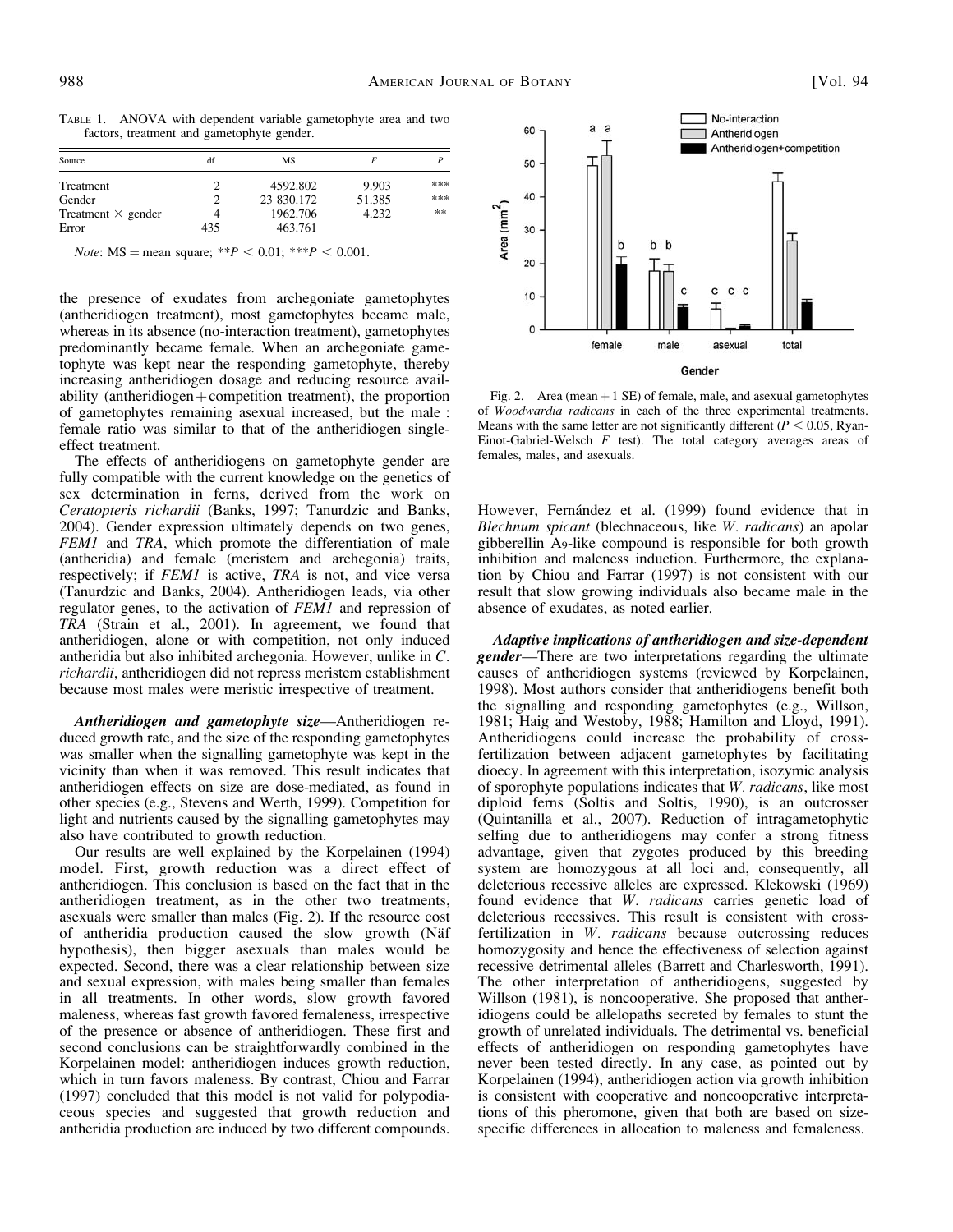Table 1. ANOVA with dependent variable gametophyte area and two factors, treatment and gametophyte gender.

| Source | df | MS | F | P |
|---|---|---|---|---|
| Treatment | 2 | 4592.802 | 9.903 | *** |
| Gender | 2 | 23 830.172 | 51.385 | *** |
| Treatment × gender | 4 | 1962.706 | 4.232 | ** |
| Error | 435 | 463.761 | | |

*Note*: MS = mean square; $^{**}P < 0.01$; $^{***}P < 0.001$.

the presence of exudates from archegoniate gametophytes (antheridiogen treatment), most gametophytes became male, whereas in its absence (no-interaction treatment), gametophytes predominantly became female. When an archegoniate gametophyte was kept near the responding gametophyte, thereby increasing antheridiogen dosage and reducing resource availability (antheridiogen + competition treatment), the proportion of gametophytes remaining asexual increased, but the male : female ratio was similar to that of the antheridiogen single-effect treatment.

The effects of antheridiogens on gametophyte gender are fully compatible with the current knowledge on the genetics of sex determination in ferns, derived from the work on *Ceratopteris richardii* (Banks, 1997; Tanurdzic and Banks, 2004). Gender expression ultimately depends on two genes, *FEM1* and *TRA*, which promote the differentiation of male (antheridia) and female (meristem and archegonia) traits, respectively; if *FEM1* is active, *TRA* is not, and vice versa (Tanurdzic and Banks, 2004). Antheridiogen leads, via other regulator genes, to the activation of *FEM1* and repression of *TRA* (Strain et al., 2001). In agreement, we found that antheridiogen, alone or with competition, not only induced antheridia but also inhibited archegonia. However, unlike in *C. richardii*, antheridiogen did not repress meristem establishment because most males were meristic irrespective of treatment.

***Antheridiogen and gametophyte size***—Antheridiogen reduced growth rate, and the size of the responding gametophytes was smaller when the signalling gametophyte was kept in the vicinity than when it was removed. This result indicates that antheridiogen effects on size are dose-mediated, as found in other species (e.g., Stevens and Werth, 1999). Competition for light and nutrients caused by the signalling gametophytes may also have contributed to growth reduction.

Our results are well explained by the Korpelainen (1994) model. First, growth reduction was a direct effect of antheridiogen. This conclusion is based on the fact that in the antheridiogen treatment, as in the other two treatments, asexuals were smaller than males (Fig. 2). If the resource cost of antheridia production caused the slow growth (Näf hypothesis), then bigger asexuals than males would be expected. Second, there was a clear relationship between size and sexual expression, with males being smaller than females in all treatments. In other words, slow growth favored maleness, whereas fast growth favored femaleness, irrespective of the presence or absence of antheridiogen. These first and second conclusions can be straightforwardly combined in the Korpelainen model: antheridiogen induces growth reduction, which in turn favors maleness. By contrast, Chiou and Farrar (1997) concluded that this model is not valid for polypodiaceous species and suggested that growth reduction and antheridia production are induced by two different compounds.

Fig. 2. Area (mean + 1 SE) of female, male, and asexual gametophytes of *Woodwardia radicans* in each of the three experimental treatments. Means with the same letter are not significantly different ($P < 0.05$, Ryan-Einot-Gabriel-Welsch $F$ test). The total category averages areas of females, males, and asexuals.

However, Fernández et al. (1999) found evidence that in *Blechnum spicant* (blechnaceous, like *W. radicans*) an apolar gibberellin $A_9$-like compound is responsible for both growth inhibition and maleness induction. Furthermore, the explanation by Chiou and Farrar (1997) is not consistent with our result that slow growing individuals also became male in the absence of exudates, as noted earlier.

***Adaptive implications of antheridiogen and size-dependent gender***—There are two interpretations regarding the ultimate causes of antheridiogen systems (reviewed by Korpelainen, 1998). Most authors consider that antheridiogens benefit both the signalling and responding gametophytes (e.g., Willson, 1981; Haig and Westoby, 1988; Hamilton and Lloyd, 1991). Antheridiogens could increase the probability of cross-fertilization between adjacent gametophytes by facilitating dioecy. In agreement with this interpretation, isozymic analysis of sporophyte populations indicates that *W. radicans*, like most diploid ferns (Soltis and Soltis, 1990), is an outcrosser (Quintanilla et al., 2007). Reduction of intragametophytic selfing due to antheridiogens may confer a strong fitness advantage, given that zygotes produced by this breeding system are homozygous at all loci and, consequently, all deleterious recessive alleles are expressed. Klekowski (1969) found evidence that *W. radicans* carries genetic load of deleterious recessives. This result is consistent with cross-fertilization in *W. radicans* because outcrossing reduces homozygosity and hence the effectiveness of selection against recessive detrimental alleles (Barrett and Charlesworth, 1991). The other interpretation of antheridiogens, suggested by Willson (1981), is noncooperative. She proposed that antheridiogens could be allelopaths secreted by females to stunt the growth of unrelated individuals. The detrimental vs. beneficial effects of antheridiogen on responding gametophytes have never been tested directly. In any case, as pointed out by Korpelainen (1994), antheridiogen action via growth inhibition is consistent with cooperative and noncooperative interpretations of this pheromone, given that both are based on size-specific differences in allocation to maleness and femaleness.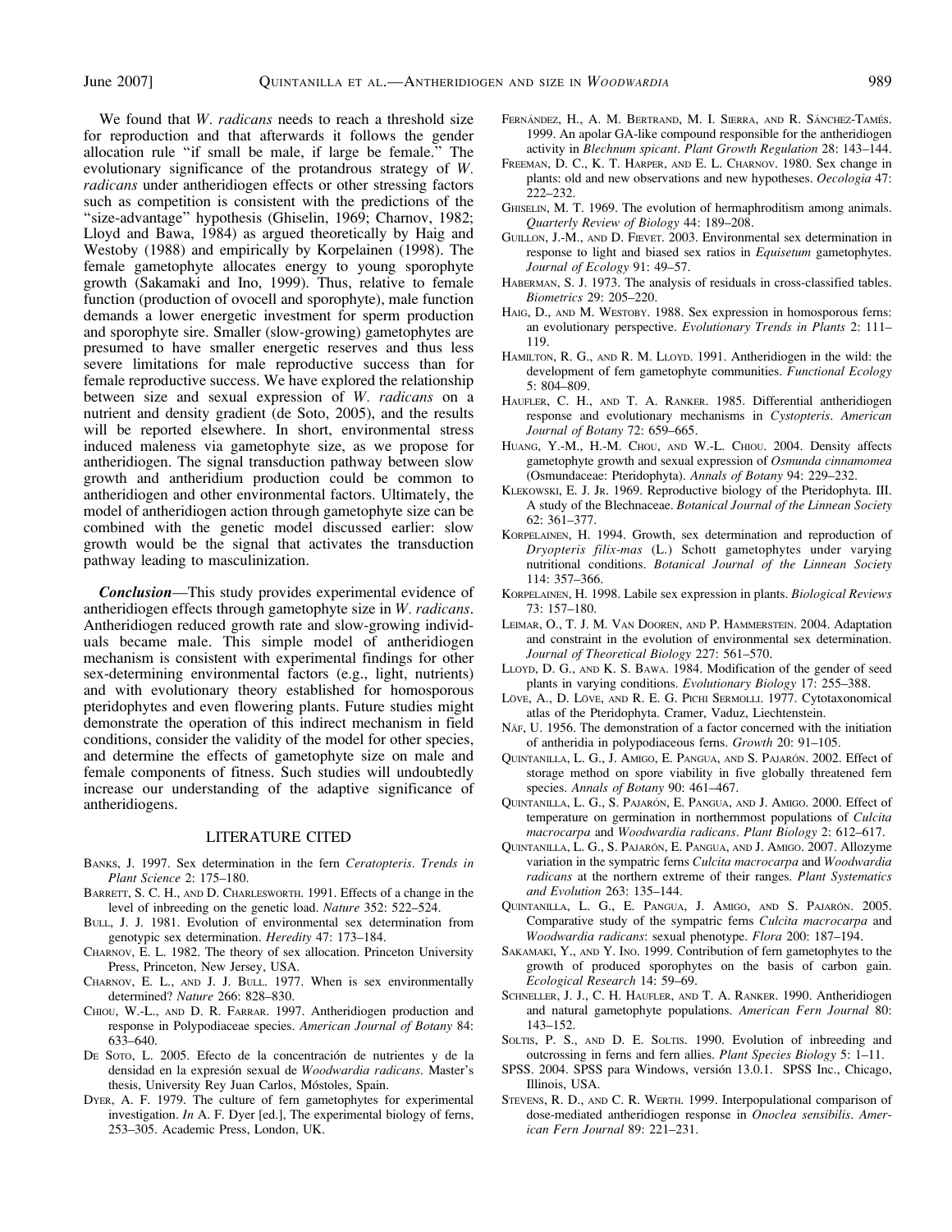We found that *W. radicans* needs to reach a threshold size for reproduction and that afterwards it follows the gender allocation rule "if small be male, if large be female." The evolutionary significance of the protandrous strategy of *W. radicans* under antheridiogen effects or other stressing factors such as competition is consistent with the predictions of the "size-advantage" hypothesis (Ghiselin, 1969; Charnov, 1982; Lloyd and Bawa, 1984) as argued theoretically by Haig and Westoby (1988) and empirically by Korpelainen (1998). The female gametophyte allocates energy to young sporophyte growth (Sakamaki and Ino, 1999). Thus, relative to female function (production of ovocell and sporophyte), male function demands a lower energetic investment for sperm production and sporophyte sire. Smaller (slow-growing) gametophytes are presumed to have smaller energetic reserves and thus less severe limitations for male reproductive success than for female reproductive success. We have explored the relationship between size and sexual expression of *W. radicans* on a nutrient and density gradient (de Soto, 2005), and the results will be reported elsewhere. In short, environmental stress induced maleness via gametophyte size, as we propose for antheridiogen. The signal transduction pathway between slow growth and antheridium production could be common to antheridiogen and other environmental factors. Ultimately, the model of antheridiogen action through gametophyte size can be combined with the genetic model discussed earlier: slow growth would be the signal that activates the transduction pathway leading to masculinization.

***Conclusion***—This study provides experimental evidence of antheridiogen effects through gametophyte size in *W. radicans*. Antheridiogen reduced growth rate and slow-growing individuals became male. This simple model of antheridiogen mechanism is consistent with experimental findings for other sex-determining environmental factors (e.g., light, nutrients) and with evolutionary theory established for homosporous pteridophytes and even flowering plants. Future studies might demonstrate the operation of this indirect mechanism in field conditions, consider the validity of the model for other species, and determine the effects of gametophyte size on male and female components of fitness. Such studies will undoubtedly increase our understanding of the adaptive significance of antheridiogens.

## LITERATURE CITED

Banks, J. 1997. Sex determination in the fern *Ceratopteris*. *Trends in Plant Science* 2: 175–180.

Barrett, S. C. H., and D. Charlesworth. 1991. Effects of a change in the level of inbreeding on the genetic load. *Nature* 352: 522–524.

Bull, J. J. 1981. Evolution of environmental sex determination from genotypic sex determination. *Heredity* 47: 173–184.

Charnov, E. L. 1982. The theory of sex allocation. Princeton University Press, Princeton, New Jersey, USA.

Charnov, E. L., and J. J. Bull. 1977. When is sex environmentally determined? *Nature* 266: 828–830.

Chiou, W.-L., and D. R. Farrar. 1997. Antheridiogen production and response in Polypodiaceae species. *American Journal of Botany* 84: 633–640.

De Soto, L. 2005. Efecto de la concentración de nutrientes y de la densidad en la expresión sexual de *Woodwardia radicans*. Master's thesis, University Rey Juan Carlos, Móstoles, Spain.

Dyer, A. F. 1979. The culture of fern gametophytes for experimental investigation. *In* A. F. Dyer [ed.], The experimental biology of ferns, 253–305. Academic Press, London, UK.

Fernández, H., A. M. Bertrand, M. I. Sierra, and R. Sánchez-Tamés. 1999. An apolar GA-like compound responsible for the antheridiogen activity in *Blechnum spicant*. *Plant Growth Regulation* 28: 143–144.

Freeman, D. C., K. T. Harper, and E. L. Charnov. 1980. Sex change in plants: old and new observations and new hypotheses. *Oecologia* 47: 222–232.

Ghiselin, M. T. 1969. The evolution of hermaphroditism among animals. *Quarterly Review of Biology* 44: 189–208.

Guillon, J.-M., and D. Fievet. 2003. Environmental sex determination in response to light and biased sex ratios in *Equisetum* gametophytes. *Journal of Ecology* 91: 49–57.

Haberman, S. J. 1973. The analysis of residuals in cross-classified tables. *Biometrics* 29: 205–220.

Haig, D., and M. Westoby. 1988. Sex expression in homosporous ferns: an evolutionary perspective. *Evolutionary Trends in Plants* 2: 111–119.

Hamilton, R. G., and R. M. Lloyd. 1991. Antheridiogen in the wild: the development of fern gametophyte communities. *Functional Ecology* 5: 804–809.

Haufler, C. H., and T. A. Ranker. 1985. Differential antheridiogen response and evolutionary mechanisms in *Cystopteris*. *American Journal of Botany* 72: 659–665.

Huang, Y.-M., H.-M. Chou, and W.-L. Chiou. 2004. Density affects gametophyte growth and sexual expression of *Osmunda cinnamomea* (Osmundaceae: Pteridophyta). *Annals of Botany* 94: 229–232.

Klekowski, E. J. Jr. 1969. Reproductive biology of the Pteridophyta. III. A study of the Blechnaceae. *Botanical Journal of the Linnean Society* 62: 361–377.

Korpelainen, H. 1994. Growth, sex determination and reproduction of *Dryopteris filix-mas* (L.) Schott gametophytes under varying nutritional conditions. *Botanical Journal of the Linnean Society* 114: 357–366.

Korpelainen, H. 1998. Labile sex expression in plants. *Biological Reviews* 73: 157–180.

Leimar, O., T. J. M. Van Dooren, and P. Hammerstein. 2004. Adaptation and constraint in the evolution of environmental sex determination. *Journal of Theoretical Biology* 227: 561–570.

Lloyd, D. G., and K. S. Bawa. 1984. Modification of the gender of seed plants in varying conditions. *Evolutionary Biology* 17: 255–388.

Löve, A., D. Löve, and R. E. G. Pichi Sermolli. 1977. Cytotaxonomical atlas of the Pteridophyta. Cramer, Vaduz, Liechtenstein.

Näf, U. 1956. The demonstration of a factor concerned with the initiation of antheridia in polypodiaceous ferns. *Growth* 20: 91–105.

Quintanilla, L. G., J. Amigo, E. Pangua, and S. Pajarón. 2002. Effect of storage method on spore viability in five globally threatened fern species. *Annals of Botany* 90: 461–467.

Quintanilla, L. G., S. Pajarón, E. Pangua, and J. Amigo. 2000. Effect of temperature on germination in northernmost populations of *Culcita macrocarpa* and *Woodwardia radicans*. *Plant Biology* 2: 612–617.

Quintanilla, L. G., S. Pajarón, E. Pangua, and J. Amigo. 2007. Allozyme variation in the sympatric ferns *Culcita macrocarpa* and *Woodwardia radicans* at the northern extreme of their ranges. *Plant Systematics and Evolution* 263: 135–144.

Quintanilla, L. G., E. Pangua, J. Amigo, and S. Pajarón. 2005. Comparative study of the sympatric ferns *Culcita macrocarpa* and *Woodwardia radicans*: sexual phenotype. *Flora* 200: 187–194.

Sakamaki, Y., and Y. Ino. 1999. Contribution of fern gametophytes to the growth of produced sporophytes on the basis of carbon gain. *Ecological Research* 14: 59–69.

Schneller, J. J., C. H. Haufler, and T. A. Ranker. 1990. Antheridiogen and natural gametophyte populations. *American Fern Journal* 80: 143–152.

Soltis, P. S., and D. E. Soltis. 1990. Evolution of inbreeding and outcrossing in ferns and fern allies. *Plant Species Biology* 5: 1–11.

SPSS. 2004. SPSS para Windows, versión 13.0.1. SPSS Inc., Chicago, Illinois, USA.

Stevens, R. D., and C. R. Werth. 1999. Interpopulational comparison of dose-mediated antheridiogen response in *Onoclea sensibilis*. *American Fern Journal* 89: 221–231.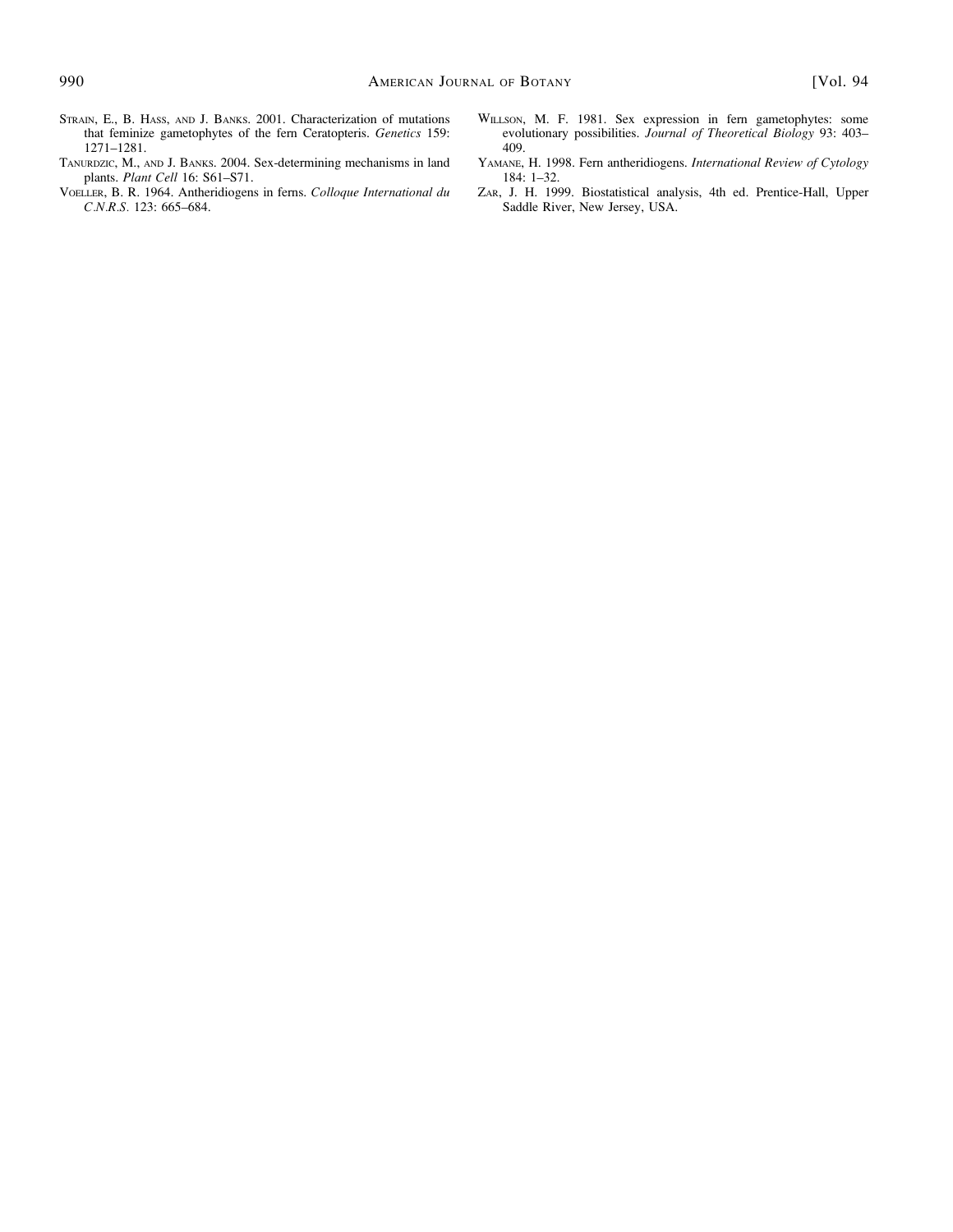Strain, E., B. Hass, and J. Banks. 2001. Characterization of mutations that feminize gametophytes of the fern Ceratopteris. *Genetics* 159: 1271–1281.

Tanurdzic, M., and J. Banks. 2004. Sex-determining mechanisms in land plants. *Plant Cell* 16: S61–S71.

Voeller, B. R. 1964. Antheridiogens in ferns. *Colloque International du C.N.R.S.* 123: 665–684.

Willson, M. F. 1981. Sex expression in fern gametophytes: some evolutionary possibilities. *Journal of Theoretical Biology* 93: 403–409.

Yamane, H. 1998. Fern antheridiogens. *International Review of Cytology* 184: 1–32.

Zar, J. H. 1999. Biostatistical analysis, 4th ed. Prentice-Hall, Upper Saddle River, New Jersey, USA.